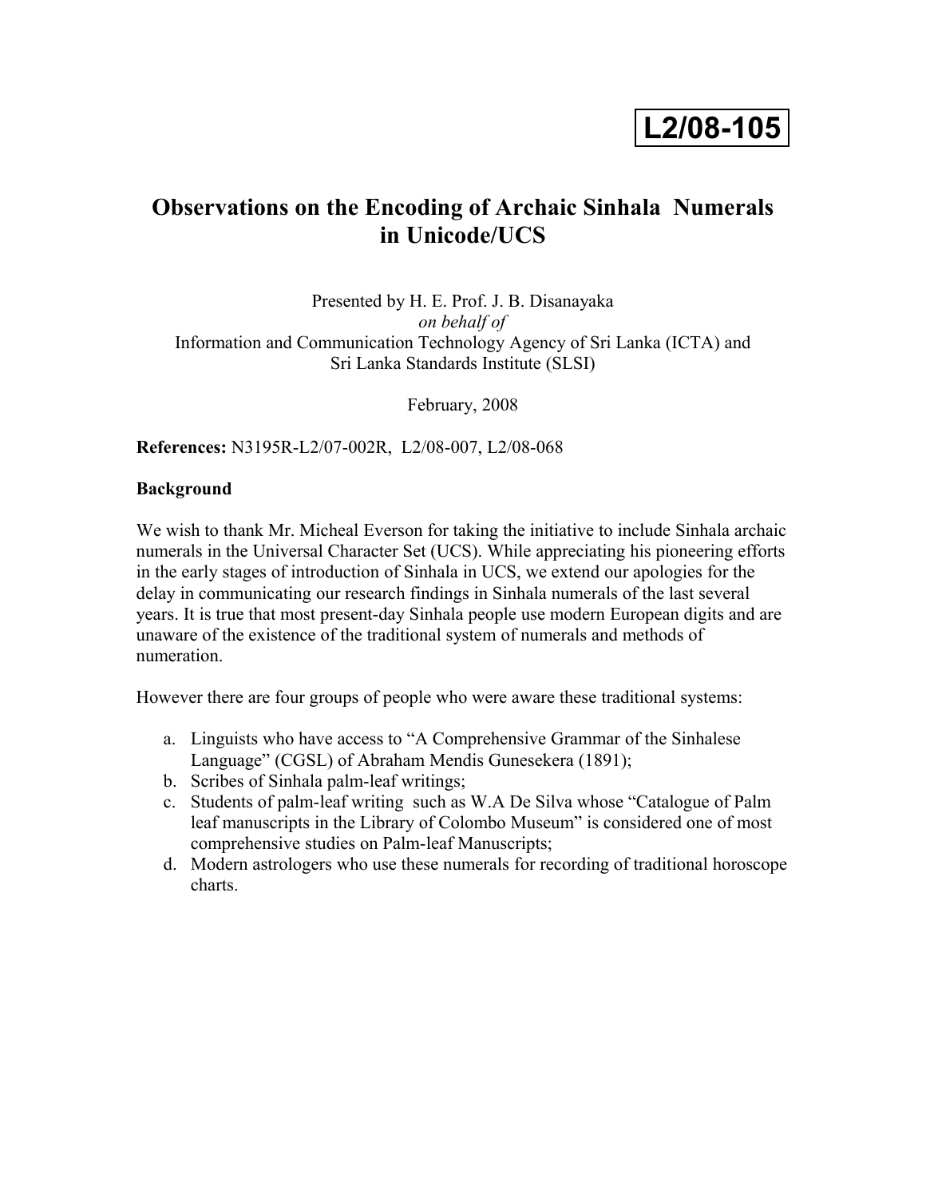**L2/08-105**

# Observations on the Encoding of Archaic Sinhala Numerals in Unicode/UCS

Presented by H. E. Prof. J. B. Disanayaka
*on behalf of*
Information and Communication Technology Agency of Sri Lanka (ICTA) and Sri Lanka Standards Institute (SLSI)

February, 2008

**References:** N3195R-L2/07-002R, L2/08-007, L2/08-068

**Background**

We wish to thank Mr. Micheal Everson for taking the initiative to include Sinhala archaic numerals in the Universal Character Set (UCS). While appreciating his pioneering efforts in the early stages of introduction of Sinhala in UCS, we extend our apologies for the delay in communicating our research findings in Sinhala numerals of the last several years. It is true that most present-day Sinhala people use modern European digits and are unaware of the existence of the traditional system of numerals and methods of numeration.

However there are four groups of people who were aware these traditional systems:

a. Linguists who have access to "A Comprehensive Grammar of the Sinhalese Language" (CGSL) of Abraham Mendis Gunesekera (1891);
b. Scribes of Sinhala palm-leaf writings;
c. Students of palm-leaf writing such as W.A De Silva whose "Catalogue of Palm leaf manuscripts in the Library of Colombo Museum" is considered one of most comprehensive studies on Palm-leaf Manuscripts;
d. Modern astrologers who use these numerals for recording of traditional horoscope charts.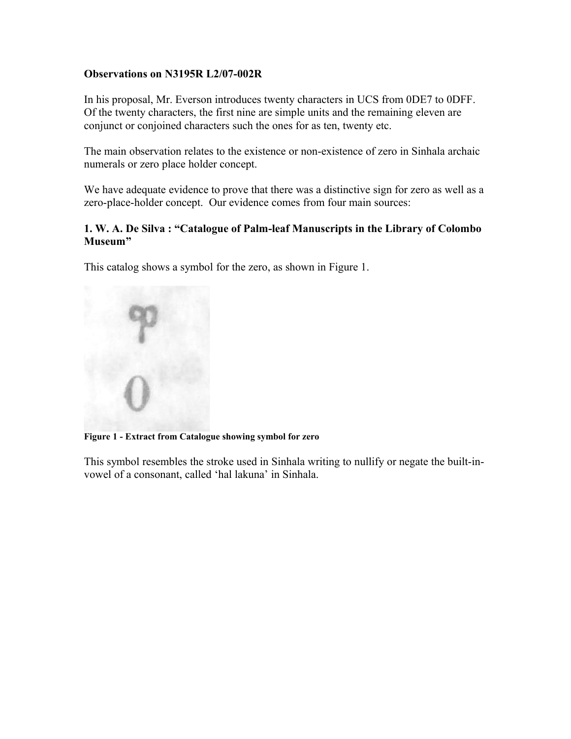**Observations on N3195R L2/07-002R**

In his proposal, Mr. Everson introduces twenty characters in UCS from 0DE7 to 0DFF. Of the twenty characters, the first nine are simple units and the remaining eleven are conjunct or conjoined characters such the ones for as ten, twenty etc.

The main observation relates to the existence or non-existence of zero in Sinhala archaic numerals or zero place holder concept.

We have adequate evidence to prove that there was a distinctive sign for zero as well as a zero-place-holder concept. Our evidence comes from four main sources:

### 1. W. A. De Silva : "Catalogue of Palm-leaf Manuscripts in the Library of Colombo Museum"

This catalog shows a symbol for the zero, as shown in Figure 1.

**Figure 1 - Extract from Catalogue showing symbol for zero**

This symbol resembles the stroke used in Sinhala writing to nullify or negate the built-in-vowel of a consonant, called 'hal lakuna' in Sinhala.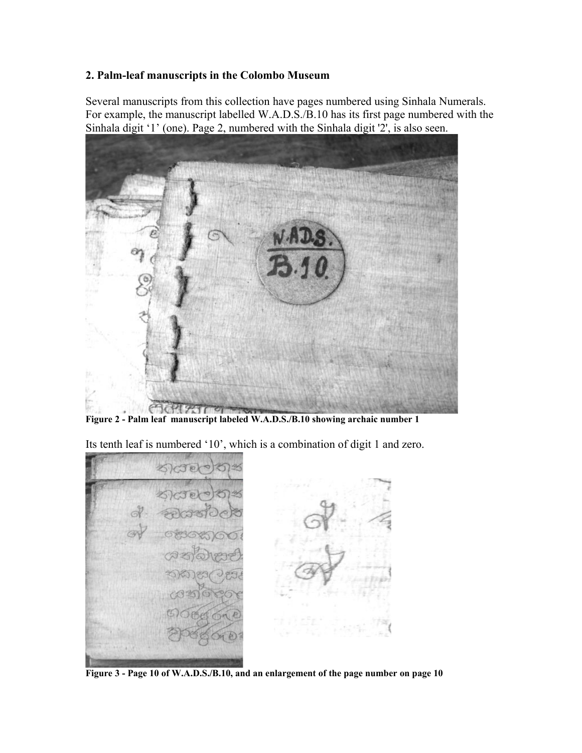## 2. Palm-leaf manuscripts in the Colombo Museum

Several manuscripts from this collection have pages numbered using Sinhala Numerals. For example, the manuscript labelled W.A.D.S./B.10 has its first page numbered with the Sinhala digit '1' (one). Page 2, numbered with the Sinhala digit '2', is also seen.

**Figure 2 - Palm leaf manuscript labeled W.A.D.S./B.10 showing archaic number 1**

Its tenth leaf is numbered '10', which is a combination of digit 1 and zero.

**Figure 3 - Page 10 of W.A.D.S./B.10, and an enlargement of the page number on page 10**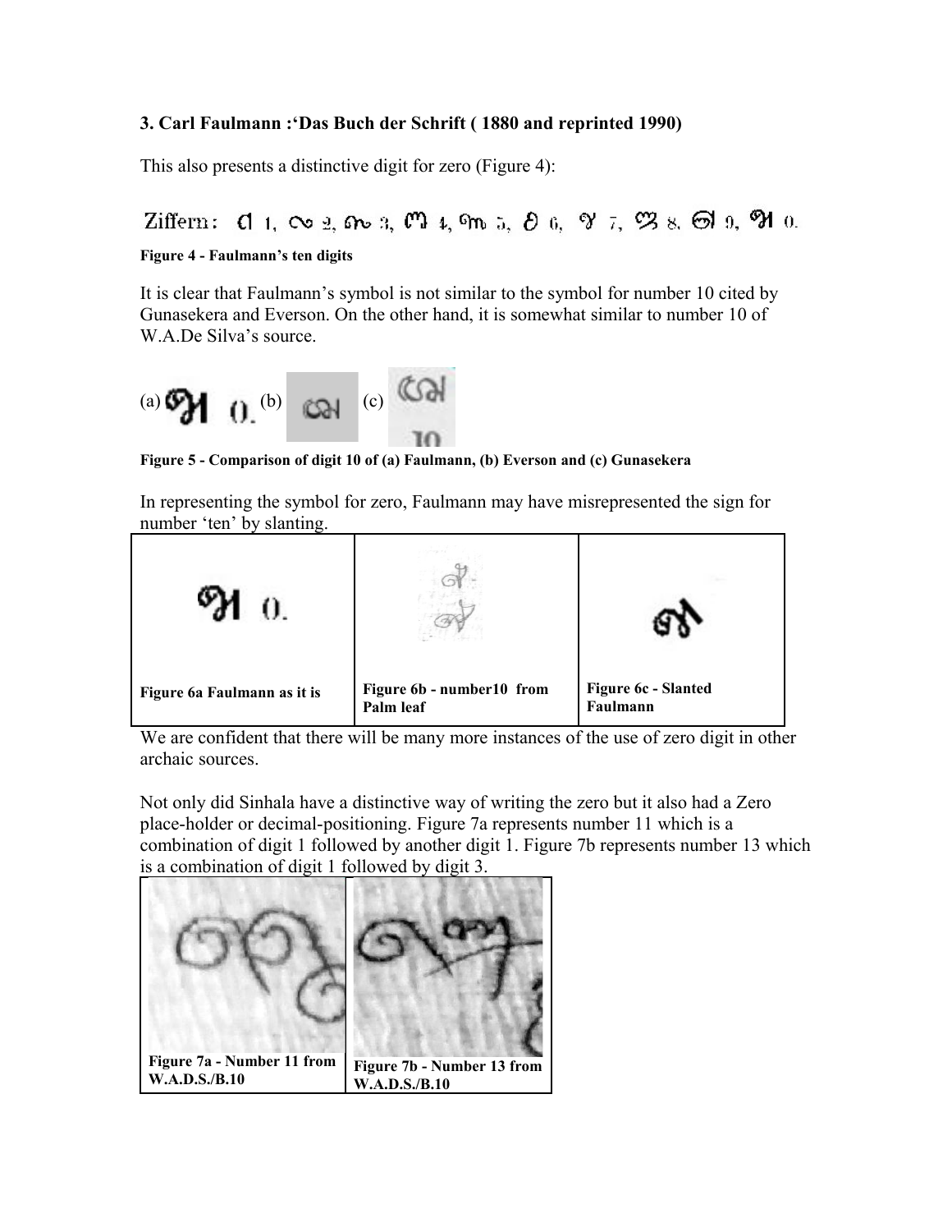**3. Carl Faulmann :'Das Buch der Schrift ( 1880 and reprinted 1990)**

This also presents a distinctive digit for zero (Figure 4):

Ziffern: 1, 2, 3, 4, 5, 6, 7, 8, 9, 0.

**Figure 4 - Faulmann's ten digits**

It is clear that Faulmann's symbol is not similar to the symbol for number 10 cited by Gunasekera and Everson. On the other hand, it is somewhat similar to number 10 of W.A.De Silva's source.

(a) 0. (b) (c) 10

**Figure 5 - Comparison of digit 10 of (a) Faulmann, (b) Everson and (c) Gunasekera**

In representing the symbol for zero, Faulmann may have misrepresented the sign for number 'ten' by slanting.

| 0. | | |
|---|---|---|
| **Figure 6a Faulmann as it is** | **Figure 6b - number10 from Palm leaf** | **Figure 6c - Slanted Faulmann** |

We are confident that there will be many more instances of the use of zero digit in other archaic sources.

Not only did Sinhala have a distinctive way of writing the zero but it also had a Zero place-holder or decimal-positioning. Figure 7a represents number 11 which is a combination of digit 1 followed by another digit 1. Figure 7b represents number 13 which is a combination of digit 1 followed by digit 3.

| | |
|---|---|
| **Figure 7a - Number 11 from W.A.D.S./B.10** | **Figure 7b - Number 13 from W.A.D.S./B.10** |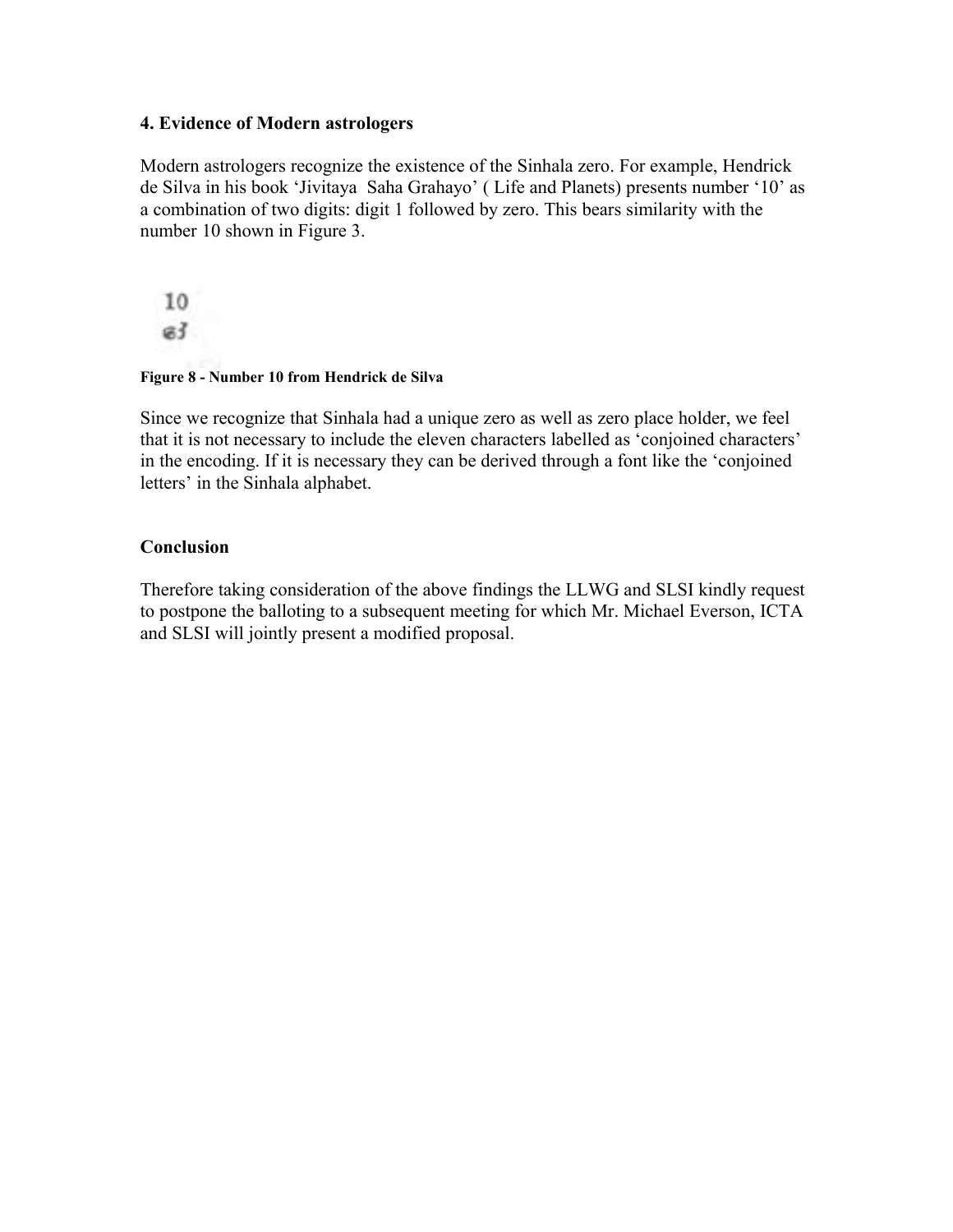### 4. Evidence of Modern astrologers

Modern astrologers recognize the existence of the Sinhala zero. For example, Hendrick de Silva in his book 'Jivitaya  Saha Grahayo' ( Life and Planets) presents number '10' as a combination of two digits: digit 1 followed by zero. This bears similarity with the number 10 shown in Figure 3.

10

**Figure 8 - Number 10 from Hendrick de Silva**

Since we recognize that Sinhala had a unique zero as well as zero place holder, we feel that it is not necessary to include the eleven characters labelled as 'conjoined characters' in the encoding. If it is necessary they can be derived through a font like the 'conjoined letters' in the Sinhala alphabet.

### Conclusion

Therefore taking consideration of the above findings the LLWG and SLSI kindly request to postpone the balloting to a subsequent meeting for which Mr. Michael Everson, ICTA and SLSI will jointly present a modified proposal.